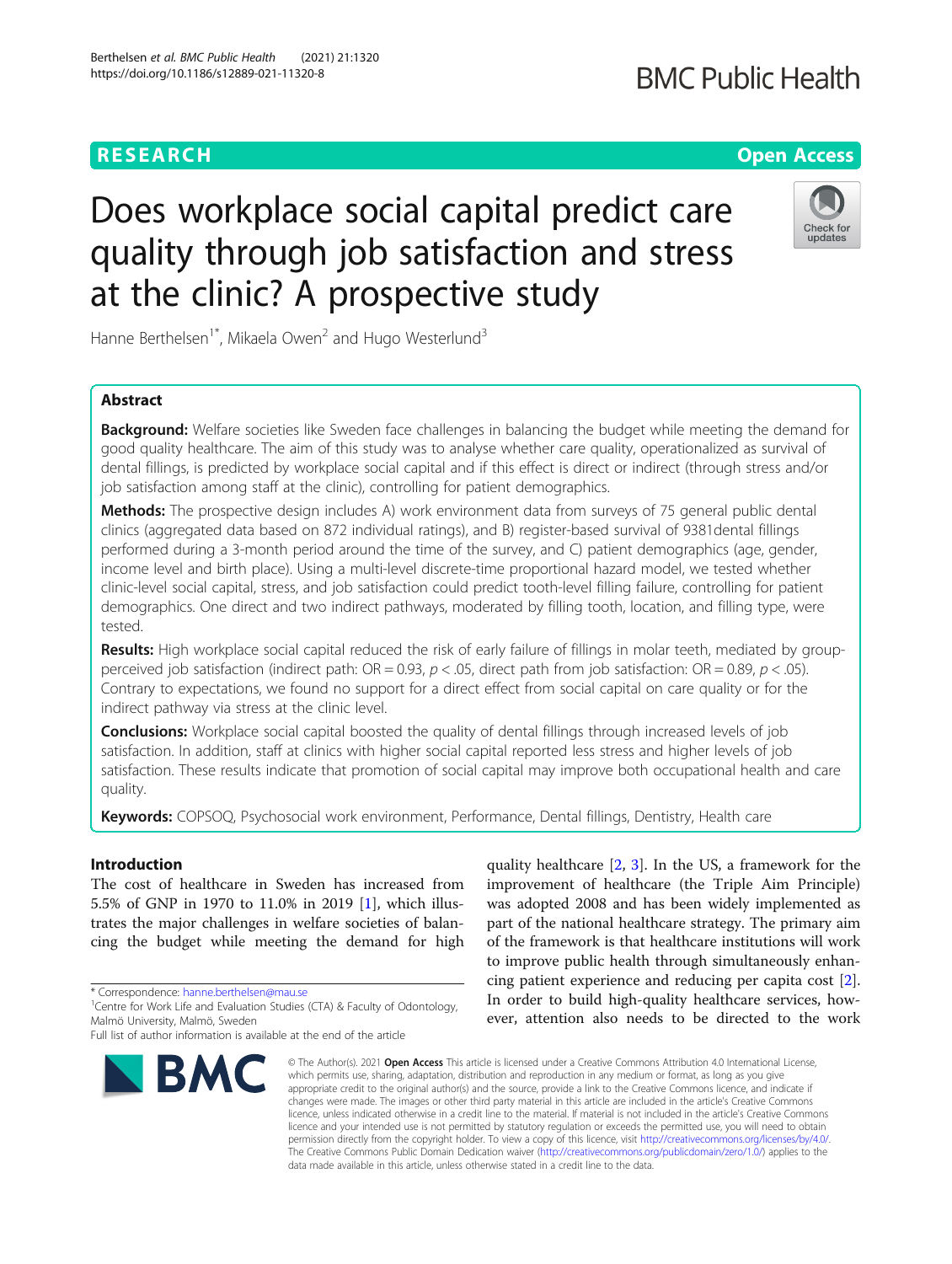RESEARCH | Open Access

# Does workplace social capital predict care quality through job satisfaction and stress at the clinic? A prospective study

Hanne Berthelsen[1*], Mikaela Owen[2] and Hugo Westerlund[3]

## Abstract

**Background:** Welfare societies like Sweden face challenges in balancing the budget while meeting the demand for good quality healthcare. The aim of this study was to analyse whether care quality, operationalized as survival of dental fillings, is predicted by workplace social capital and if this effect is direct or indirect (through stress and/or job satisfaction among staff at the clinic), controlling for patient demographics.

**Methods:** The prospective design includes A) work environment data from surveys of 75 general public dental clinics (aggregated data based on 872 individual ratings), and B) register-based survival of 9381dental fillings performed during a 3-month period around the time of the survey, and C) patient demographics (age, gender, income level and birth place). Using a multi-level discrete-time proportional hazard model, we tested whether clinic-level social capital, stress, and job satisfaction could predict tooth-level filling failure, controlling for patient demographics. One direct and two indirect pathways, moderated by filling tooth, location, and filling type, were tested.

**Results:** High workplace social capital reduced the risk of early failure of fillings in molar teeth, mediated by group-perceived job satisfaction (indirect path: OR = 0.93, $p < .05$, direct path from job satisfaction: OR = 0.89, $p < .05$). Contrary to expectations, we found no support for a direct effect from social capital on care quality or for the indirect pathway via stress at the clinic level.

**Conclusions:** Workplace social capital boosted the quality of dental fillings through increased levels of job satisfaction. In addition, staff at clinics with higher social capital reported less stress and higher levels of job satisfaction. These results indicate that promotion of social capital may improve both occupational health and care quality.

**Keywords:** COPSOQ, Psychosocial work environment, Performance, Dental fillings, Dentistry, Health care

## Introduction

The cost of healthcare in Sweden has increased from 5.5% of GNP in 1970 to 11.0% in 2019 [1], which illustrates the major challenges in welfare societies of balancing the budget while meeting the demand for high quality healthcare [2, 3]. In the US, a framework for the improvement of healthcare (the Triple Aim Principle) was adopted 2008 and has been widely implemented as part of the national healthcare strategy. The primary aim of the framework is that healthcare institutions will work to improve public health through simultaneously enhancing patient experience and reducing per capita cost [2]. In order to build high-quality healthcare services, however, attention also needs to be directed to the work

\* Correspondence: hanne.berthelsen@mau.se

[1]Centre for Work Life and Evaluation Studies (CTA) & Faculty of Odontology, Malmö University, Malmö, Sweden

Full list of author information is available at the end of the article

© The Author(s). 2021 **Open Access** This article is licensed under a Creative Commons Attribution 4.0 International License, which permits use, sharing, adaptation, distribution and reproduction in any medium or format, as long as you give appropriate credit to the original author(s) and the source, provide a link to the Creative Commons licence, and indicate if changes were made. The images or other third party material in this article are included in the article's Creative Commons licence, unless indicated otherwise in a credit line to the material. If material is not included in the article's Creative Commons licence and your intended use is not permitted by statutory regulation or exceeds the permitted use, you will need to obtain permission directly from the copyright holder. To view a copy of this licence, visit http://creativecommons.org/licenses/by/4.0/. The Creative Commons Public Domain Dedication waiver (http://creativecommons.org/publicdomain/zero/1.0/) applies to the data made available in this article, unless otherwise stated in a credit line to the data.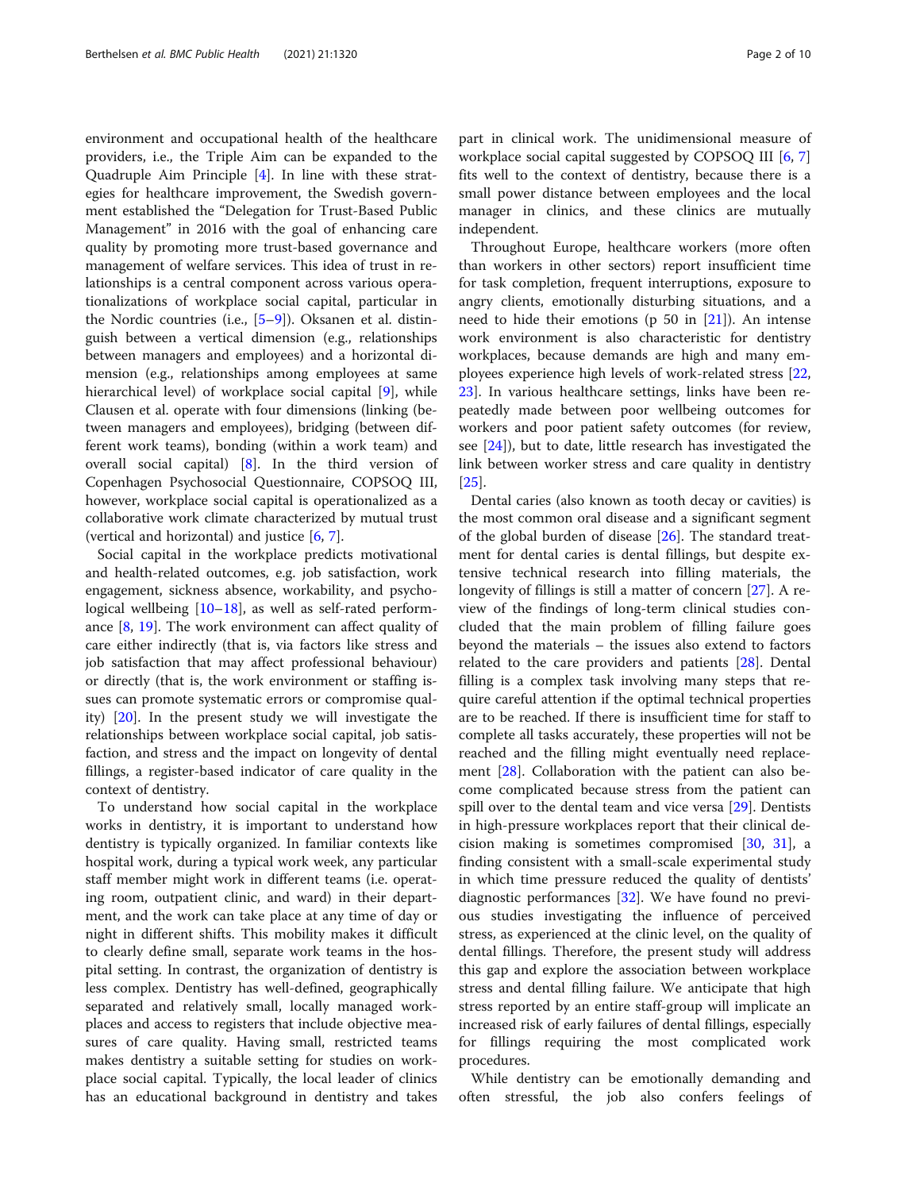environment and occupational health of the healthcare providers, i.e., the Triple Aim can be expanded to the Quadruple Aim Principle [4]. In line with these strategies for healthcare improvement, the Swedish government established the "Delegation for Trust-Based Public Management" in 2016 with the goal of enhancing care quality by promoting more trust-based governance and management of welfare services. This idea of trust in relationships is a central component across various operationalizations of workplace social capital, particular in the Nordic countries (i.e., [5–9]). Oksanen et al. distinguish between a vertical dimension (e.g., relationships between managers and employees) and a horizontal dimension (e.g., relationships among employees at same hierarchical level) of workplace social capital [9], while Clausen et al. operate with four dimensions (linking (between managers and employees), bridging (between different work teams), bonding (within a work team) and overall social capital) [8]. In the third version of Copenhagen Psychosocial Questionnaire, COPSOQ III, however, workplace social capital is operationalized as a collaborative work climate characterized by mutual trust (vertical and horizontal) and justice [6, 7].

Social capital in the workplace predicts motivational and health-related outcomes, e.g. job satisfaction, work engagement, sickness absence, workability, and psychological wellbeing [10–18], as well as self-rated performance [8, 19]. The work environment can affect quality of care either indirectly (that is, via factors like stress and job satisfaction that may affect professional behaviour) or directly (that is, the work environment or staffing issues can promote systematic errors or compromise quality) [20]. In the present study we will investigate the relationships between workplace social capital, job satisfaction, and stress and the impact on longevity of dental fillings, a register-based indicator of care quality in the context of dentistry.

To understand how social capital in the workplace works in dentistry, it is important to understand how dentistry is typically organized. In familiar contexts like hospital work, during a typical work week, any particular staff member might work in different teams (i.e. operating room, outpatient clinic, and ward) in their department, and the work can take place at any time of day or night in different shifts. This mobility makes it difficult to clearly define small, separate work teams in the hospital setting. In contrast, the organization of dentistry is less complex. Dentistry has well-defined, geographically separated and relatively small, locally managed workplaces and access to registers that include objective measures of care quality. Having small, restricted teams makes dentistry a suitable setting for studies on workplace social capital. Typically, the local leader of clinics has an educational background in dentistry and takes part in clinical work. The unidimensional measure of workplace social capital suggested by COPSOQ III [6, 7] fits well to the context of dentistry, because there is a small power distance between employees and the local manager in clinics, and these clinics are mutually independent.

Throughout Europe, healthcare workers (more often than workers in other sectors) report insufficient time for task completion, frequent interruptions, exposure to angry clients, emotionally disturbing situations, and a need to hide their emotions (p 50 in [21]). An intense work environment is also characteristic for dentistry workplaces, because demands are high and many employees experience high levels of work-related stress [22, 23]. In various healthcare settings, links have been repeatedly made between poor wellbeing outcomes for workers and poor patient safety outcomes (for review, see [24]), but to date, little research has investigated the link between worker stress and care quality in dentistry [25].

Dental caries (also known as tooth decay or cavities) is the most common oral disease and a significant segment of the global burden of disease [26]. The standard treatment for dental caries is dental fillings, but despite extensive technical research into filling materials, the longevity of fillings is still a matter of concern [27]. A review of the findings of long-term clinical studies concluded that the main problem of filling failure goes beyond the materials – the issues also extend to factors related to the care providers and patients [28]. Dental filling is a complex task involving many steps that require careful attention if the optimal technical properties are to be reached. If there is insufficient time for staff to complete all tasks accurately, these properties will not be reached and the filling might eventually need replacement [28]. Collaboration with the patient can also become complicated because stress from the patient can spill over to the dental team and vice versa [29]. Dentists in high-pressure workplaces report that their clinical decision making is sometimes compromised [30, 31], a finding consistent with a small-scale experimental study in which time pressure reduced the quality of dentists' diagnostic performances [32]. We have found no previous studies investigating the influence of perceived stress, as experienced at the clinic level, on the quality of dental fillings. Therefore, the present study will address this gap and explore the association between workplace stress and dental filling failure. We anticipate that high stress reported by an entire staff-group will implicate an increased risk of early failures of dental fillings, especially for fillings requiring the most complicated work procedures.

While dentistry can be emotionally demanding and often stressful, the job also confers feelings of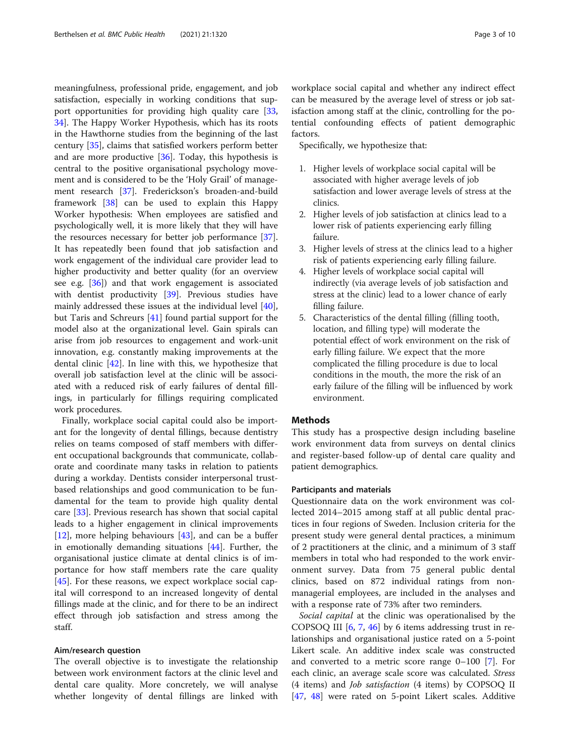meaningfulness, professional pride, engagement, and job satisfaction, especially in working conditions that support opportunities for providing high quality care [33, 34]. The Happy Worker Hypothesis, which has its roots in the Hawthorne studies from the beginning of the last century [35], claims that satisfied workers perform better and are more productive [36]. Today, this hypothesis is central to the positive organisational psychology movement and is considered to be the 'Holy Grail' of management research [37]. Fredericksons's broaden-and-build framework [38] can be used to explain this Happy Worker hypothesis: When employees are satisfied and psychologically well, it is more likely that they will have the resources necessary for better job performance [37]. It has repeatedly been found that job satisfaction and work engagement of the individual care provider lead to higher productivity and better quality (for an overview see e.g. [36]) and that work engagement is associated with dentist productivity [39]. Previous studies have mainly addressed these issues at the individual level [40], but Taris and Schreurs [41] found partial support for the model also at the organizational level. Gain spirals can arise from job resources to engagement and work-unit innovation, e.g. constantly making improvements at the dental clinic [42]. In line with this, we hypothesize that overall job satisfaction level at the clinic will be associated with a reduced risk of early failures of dental fillings, in particularly for fillings requiring complicated work procedures.

Finally, workplace social capital could also be important for the longevity of dental fillings, because dentistry relies on teams composed of staff members with different occupational backgrounds that communicate, collaborate and coordinate many tasks in relation to patients during a workday. Dentists consider interpersonal trust-based relationships and good communication to be fundamental for the team to provide high quality dental care [33]. Previous research has shown that social capital leads to a higher engagement in clinical improvements [12], more helping behaviours [43], and can be a buffer in emotionally demanding situations [44]. Further, the organisational justice climate at dental clinics is of importance for how staff members rate the care quality [45]. For these reasons, we expect workplace social capital will correspond to an increased longevity of dental fillings made at the clinic, and for there to be an indirect effect through job satisfaction and stress among the staff.

### Aim/research question

The overall objective is to investigate the relationship between work environment factors at the clinic level and dental care quality. More concretely, we will analyse whether longevity of dental fillings are linked with workplace social capital and whether any indirect effect can be measured by the average level of stress or job satisfaction among staff at the clinic, controlling for the potential confounding effects of patient demographic factors.

Specifically, we hypothesize that:

1. Higher levels of workplace social capital will be associated with higher average levels of job satisfaction and lower average levels of stress at the clinics.
2. Higher levels of job satisfaction at clinics lead to a lower risk of patients experiencing early filling failure.
3. Higher levels of stress at the clinics lead to a higher risk of patients experiencing early filling failure.
4. Higher levels of workplace social capital will indirectly (via average levels of job satisfaction and stress at the clinic) lead to a lower chance of early filling failure.
5. Characteristics of the dental filling (filling tooth, location, and filling type) will moderate the potential effect of work environment on the risk of early filling failure. We expect that the more complicated the filling procedure is due to local conditions in the mouth, the more the risk of an early failure of the filling will be influenced by work environment.

## Methods

This study has a prospective design including baseline work environment data from surveys on dental clinics and register-based follow-up of dental care quality and patient demographics.

### Participants and materials

Questionnaire data on the work environment was collected 2014–2015 among staff at all public dental practices in four regions of Sweden. Inclusion criteria for the present study were general dental practices, a minimum of 2 practitioners at the clinic, and a minimum of 3 staff members in total who had responded to the work environment survey. Data from 75 general public dental clinics, based on 872 individual ratings from non-managerial employees, are included in the analyses and with a response rate of 73% after two reminders.

*Social capital* at the clinic was operationalised by the COPSOQ III [6, 7, 46] by 6 items addressing trust in relationships and organisational justice rated on a 5-point Likert scale. An additive index scale was constructed and converted to a metric score range 0–100 [7]. For each clinic, an average scale score was calculated. *Stress* (4 items) and *Job satisfaction* (4 items) by COPSOQ II [47, 48] were rated on 5-point Likert scales. Additive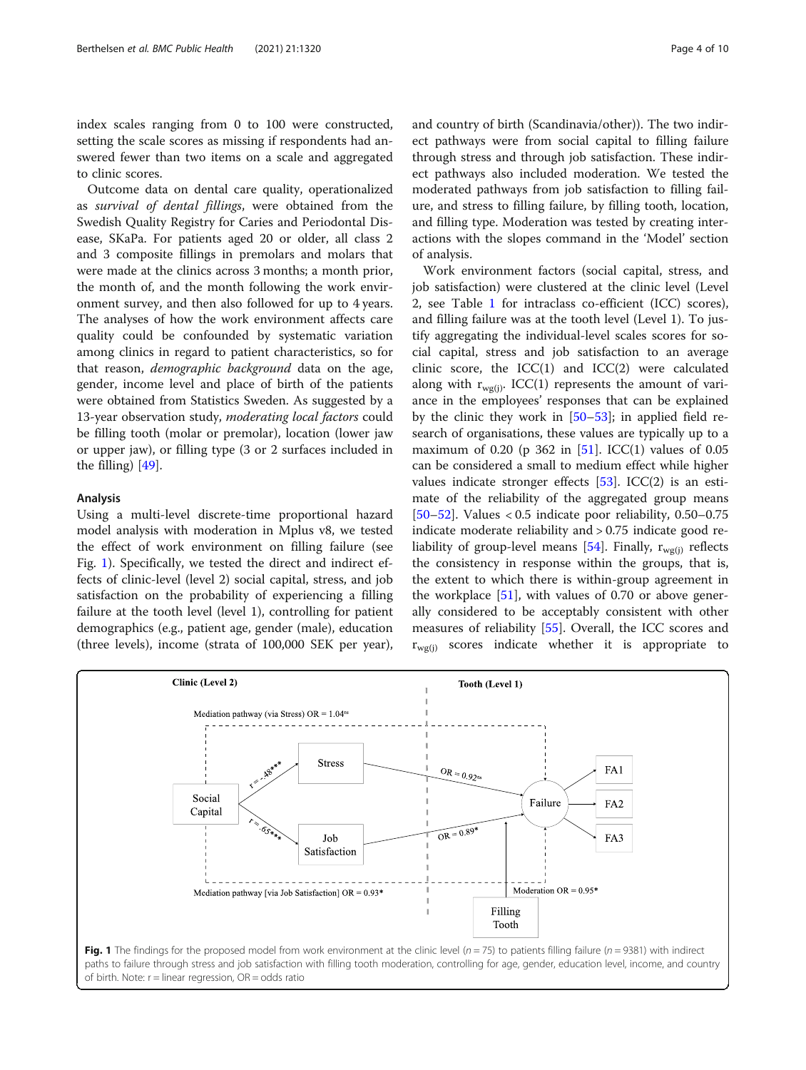index scales ranging from 0 to 100 were constructed, setting the scale scores as missing if respondents had answered fewer than two items on a scale and aggregated to clinic scores.

Outcome data on dental care quality, operationalized as *survival of dental fillings*, were obtained from the Swedish Quality Registry for Caries and Periodontal Disease, SKaPa. For patients aged 20 or older, all class 2 and 3 composite fillings in premolars and molars that were made at the clinics across 3 months; a month prior, the month of, and the month following the work environment survey, and then also followed for up to 4 years. The analyses of how the work environment affects care quality could be confounded by systematic variation among clinics in regard to patient characteristics, so for that reason, *demographic background* data on the age, gender, income level and place of birth of the patients were obtained from Statistics Sweden. As suggested by a 13-year observation study, *moderating local factors* could be filling tooth (molar or premolar), location (lower jaw or upper jaw), or filling type (3 or 2 surfaces included in the filling) [49].

### Analysis

Using a multi-level discrete-time proportional hazard model analysis with moderation in Mplus v8, we tested the effect of work environment on filling failure (see Fig. 1). Specifically, we tested the direct and indirect effects of clinic-level (level 2) social capital, stress, and job satisfaction on the probability of experiencing a filling failure at the tooth level (level 1), controlling for patient demographics (e.g., patient age, gender (male), education (three levels), income (strata of 100,000 SEK per year), and country of birth (Scandinavia/other)). The two indirect pathways were from social capital to filling failure through stress and through job satisfaction. These indirect pathways also included moderation. We tested the moderated pathways from job satisfaction to filling failure, and stress to filling failure, by filling tooth, location, and filling type. Moderation was tested by creating interactions with the slopes command in the 'Model' section of analysis.

Work environment factors (social capital, stress, and job satisfaction) were clustered at the clinic level (Level 2, see Table 1 for intraclass co-efficient (ICC) scores), and filling failure was at the tooth level (Level 1). To justify aggregating the individual-level scales scores for social capital, stress and job satisfaction to an average clinic score, the ICC(1) and ICC(2) were calculated along with $r_{wg(j)}$. ICC(1) represents the amount of variance in the employees' responses that can be explained by the clinic they work in [50–53]; in applied field research of organisations, these values are typically up to a maximum of 0.20 (p 362 in [51]. ICC(1) values of 0.05 can be considered a small to medium effect while higher values indicate stronger effects [53]. ICC(2) is an estimate of the reliability of the aggregated group means [50–52]. Values < 0.5 indicate poor reliability, 0.50–0.75 indicate moderate reliability and > 0.75 indicate good reliability of group-level means [54]. Finally, $r_{wg(j)}$ reflects the consistency in response within the groups, that is, the extent to which there is within-group agreement in the workplace [51], with values of 0.70 or above generally considered to be acceptably consistent with other measures of reliability [55]. Overall, the ICC scores and $r_{wg(j)}$ scores indicate whether it is appropriate to

**Fig. 1** The findings for the proposed model from work environment at the clinic level ($n = 75$) to patients filling failure ($n = 9381$) with indirect paths to failure through stress and job satisfaction with filling tooth moderation, controlling for age, gender, education level, income, and country of birth. Note: r = linear regression, OR = odds ratio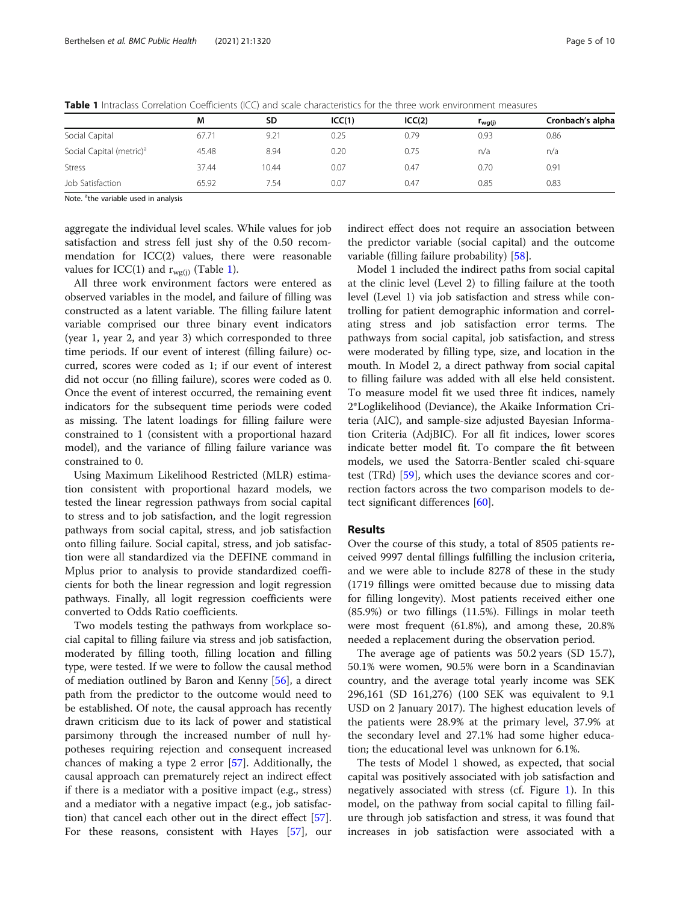**Table 1** Intraclass Correlation Coefficients (ICC) and scale characteristics for the three work environment measures

| | M | SD | ICC(1) | ICC(2) | $r_{wg(j)}$ | Cronbach's alpha |
|---|---|---|---|---|---|---|
| Social Capital | 67.71 | 9.21 | 0.25 | 0.79 | 0.93 | 0.86 |
| Social Capital (metric)[a] | 45.48 | 8.94 | 0.20 | 0.75 | n/a | n/a |
| Stress | 37.44 | 10.44 | 0.07 | 0.47 | 0.70 | 0.91 |
| Job Satisfaction | 65.92 | 7.54 | 0.07 | 0.47 | 0.85 | 0.83 |

Note. [a]the variable used in analysis

aggregate the individual level scales. While values for job satisfaction and stress fell just shy of the 0.50 recommendation for ICC(2) values, there were reasonable values for ICC(1) and $r_{wg(j)}$ (Table 1).

All three work environment factors were entered as observed variables in the model, and failure of filling was constructed as a latent variable. The filling failure latent variable comprised our three binary event indicators (year 1, year 2, and year 3) which corresponded to three time periods. If our event of interest (filling failure) occurred, scores were coded as 1; if our event of interest did not occur (no filling failure), scores were coded as 0. Once the event of interest occurred, the remaining event indicators for the subsequent time periods were coded as missing. The latent loadings for filling failure were constrained to 1 (consistent with a proportional hazard model), and the variance of filling failure variance was constrained to 0.

Using Maximum Likelihood Restricted (MLR) estimation consistent with proportional hazard models, we tested the linear regression pathways from social capital to stress and to job satisfaction, and the logit regression pathways from social capital, stress, and job satisfaction onto filling failure. Social capital, stress, and job satisfaction were all standardized via the DEFINE command in Mplus prior to analysis to provide standardized coefficients for both the linear regression and logit regression pathways. Finally, all logit regression coefficients were converted to Odds Ratio coefficients.

Two models testing the pathways from workplace social capital to filling failure via stress and job satisfaction, moderated by filling tooth, filling location and filling type, were tested. If we were to follow the causal method of mediation outlined by Baron and Kenny [56], a direct path from the predictor to the outcome would need to be established. Of note, the causal approach has recently drawn criticism due to its lack of power and statistical parsimony through the increased number of null hypotheses requiring rejection and consequent increased chances of making a type 2 error [57]. Additionally, the causal approach can prematurely reject an indirect effect if there is a mediator with a positive impact (e.g., stress) and a mediator with a negative impact (e.g., job satisfaction) that cancel each other out in the direct effect [57]. For these reasons, consistent with Hayes [57], our indirect effect does not require an association between the predictor variable (social capital) and the outcome variable (filling failure probability) [58].

Model 1 included the indirect paths from social capital at the clinic level (Level 2) to filling failure at the tooth level (Level 1) via job satisfaction and stress while controlling for patient demographic information and correlating stress and job satisfaction error terms. The pathways from social capital, job satisfaction, and stress were moderated by filling type, size, and location in the mouth. In Model 2, a direct pathway from social capital to filling failure was added with all else held consistent. To measure model fit we used three fit indices, namely 2*Loglikelihood (Deviance), the Akaike Information Criteria (AIC), and sample-size adjusted Bayesian Information Criteria (AdjBIC). For all fit indices, lower scores indicate better model fit. To compare the fit between models, we used the Satorra-Bentler scaled chi-square test (TRd) [59], which uses the deviance scores and correction factors across the two comparison models to detect significant differences [60].

## Results

Over the course of this study, a total of 8505 patients received 9997 dental fillings fulfilling the inclusion criteria, and we were able to include 8278 of these in the study (1719 fillings were omitted because due to missing data for filling longevity). Most patients received either one (85.9%) or two fillings (11.5%). Fillings in molar teeth were most frequent (61.8%), and among these, 20.8% needed a replacement during the observation period.

The average age of patients was 50.2 years (SD 15.7), 50.1% were women, 90.5% were born in a Scandinavian country, and the average total yearly income was SEK 296,161 (SD 161,276) (100 SEK was equivalent to 9.1 USD on 2 January 2017). The highest education levels of the patients were 28.9% at the primary level, 37.9% at the secondary level and 27.1% had some higher education; the educational level was unknown for 6.1%.

The tests of Model 1 showed, as expected, that social capital was positively associated with job satisfaction and negatively associated with stress (cf. Figure 1). In this model, on the pathway from social capital to filling failure through job satisfaction and stress, it was found that increases in job satisfaction were associated with a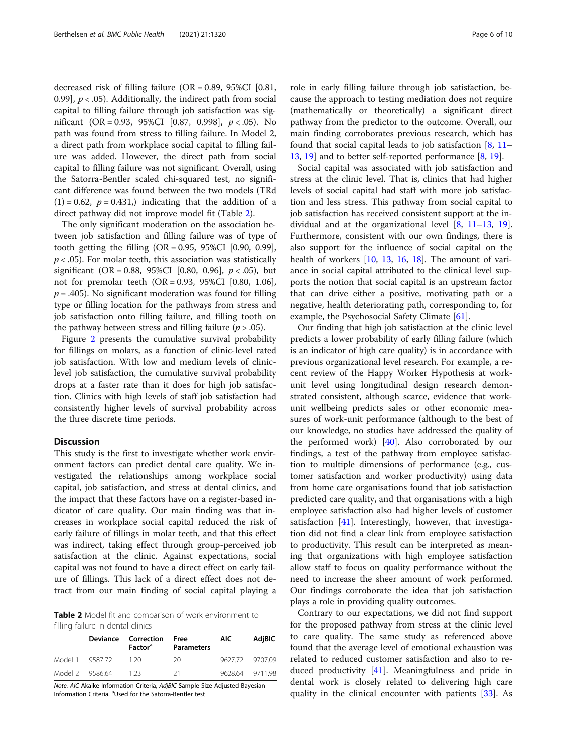decreased risk of filling failure (OR = 0.89, 95%CI [0.81, 0.99], $p < .05$). Additionally, the indirect path from social capital to filling failure through job satisfaction was significant (OR = 0.93, 95%CI [0.87, 0.998], $p < .05$). No path was found from stress to filling failure. In Model 2, a direct path from workplace social capital to filling failure was added. However, the direct path from social capital to filling failure was not significant. Overall, using the Satorra-Bentler scaled chi-squared test, no significant difference was found between the two models (TRd (1) = 0.62, $p = 0.431$,) indicating that the addition of a direct pathway did not improve model fit (Table 2).

The only significant moderation on the association between job satisfaction and filling failure was of type of tooth getting the filling (OR = 0.95, 95%CI [0.90, 0.99], $p < .05$). For molar teeth, this association was statistically significant (OR = 0.88, 95%CI [0.80, 0.96], $p < .05$), but not for premolar teeth (OR = 0.93, 95%CI [0.80, 1.06], $p = .405$). No significant moderation was found for filling type or filling location for the pathways from stress and job satisfaction onto filling failure, and filling tooth on the pathway between stress and filling failure ($p > .05$).

Figure 2 presents the cumulative survival probability for fillings on molars, as a function of clinic-level rated job satisfaction. With low and medium levels of clinic-level job satisfaction, the cumulative survival probability drops at a faster rate than it does for high job satisfaction. Clinics with high levels of staff job satisfaction had consistently higher levels of survival probability across the three discrete time periods.

## Discussion

This study is the first to investigate whether work environment factors can predict dental care quality. We investigated the relationships among workplace social capital, job satisfaction, and stress at dental clinics, and the impact that these factors have on a register-based indicator of care quality. Our main finding was that increases in workplace social capital reduced the risk of early failure of fillings in molar teeth, and that this effect was indirect, taking effect through group-perceived job satisfaction at the clinic. Against expectations, social capital was not found to have a direct effect on early failure of fillings. This lack of a direct effect does not detract from our main finding of social capital playing a role in early filling failure through job satisfaction, because the approach to testing mediation does not require (mathematically or theoretically) a significant direct pathway from the predictor to the outcome. Overall, our main finding corroborates previous research, which has found that social capital leads to job satisfaction [8, 11–13, 19] and to better self-reported performance [8, 19].

Social capital was associated with job satisfaction and stress at the clinic level. That is, clinics that had higher levels of social capital had staff with more job satisfaction and less stress. This pathway from social capital to job satisfaction has received consistent support at the individual and at the organizational level [8, 11–13, 19]. Furthermore, consistent with our own findings, there is also support for the influence of social capital on the health of workers [10, 13, 16, 18]. The amount of variance in social capital attributed to the clinical level supports the notion that social capital is an upstream factor that can drive either a positive, motivating path or a negative, health deteriorating path, corresponding to, for example, the Psychosocial Safety Climate [61].

Our finding that high job satisfaction at the clinic level predicts a lower probability of early filling failure (which is an indicator of high care quality) is in accordance with previous organizational level research. For example, a recent review of the Happy Worker Hypothesis at work-unit level using longitudinal design research demonstrated consistent, although scarce, evidence that work-unit wellbeing predicts sales or other economic measures of work-unit performance (although to the best of our knowledge, no studies have addressed the quality of the performed work) [40]. Also corroborated by our findings, a test of the pathway from employee satisfaction to multiple dimensions of performance (e.g., customer satisfaction and worker productivity) using data from home care organisations found that job satisfaction predicted care quality, and that organisations with a high employee satisfaction also had higher levels of customer satisfaction [41]. Interestingly, however, that investigation did not find a clear link from employee satisfaction to productivity. This result can be interpreted as meaning that organizations with high employee satisfaction allow staff to focus on quality performance without the need to increase the sheer amount of work performed. Our findings corroborate the idea that job satisfaction plays a role in providing quality outcomes.

Contrary to our expectations, we did not find support for the proposed pathway from stress at the clinic level to care quality. The same study as referenced above found that the average level of emotional exhaustion was related to reduced customer satisfaction and also to reduced productivity [41]. Meaningfulness and pride in dental work is closely related to delivering high care quality in the clinical encounter with patients [33]. As

**Table 2** Model fit and comparison of work environment to filling failure in dental clinics

| | Deviance | Correction Factor[a] | Free Parameters | AIC | AdjBIC |
|---|---|---|---|---|---|
| Model 1 | 9587.72 | 1.20 | 20 | 9627.72 | 9707.09 |
| Model 2 | 9586.64 | 1.23 | 21 | 9628.64 | 9711.98 |

*Note. AIC* Akaike Information Criteria, *AdjBIC* Sample-Size Adjusted Bayesian Information Criteria. [a]Used for the Satorra-Bentler test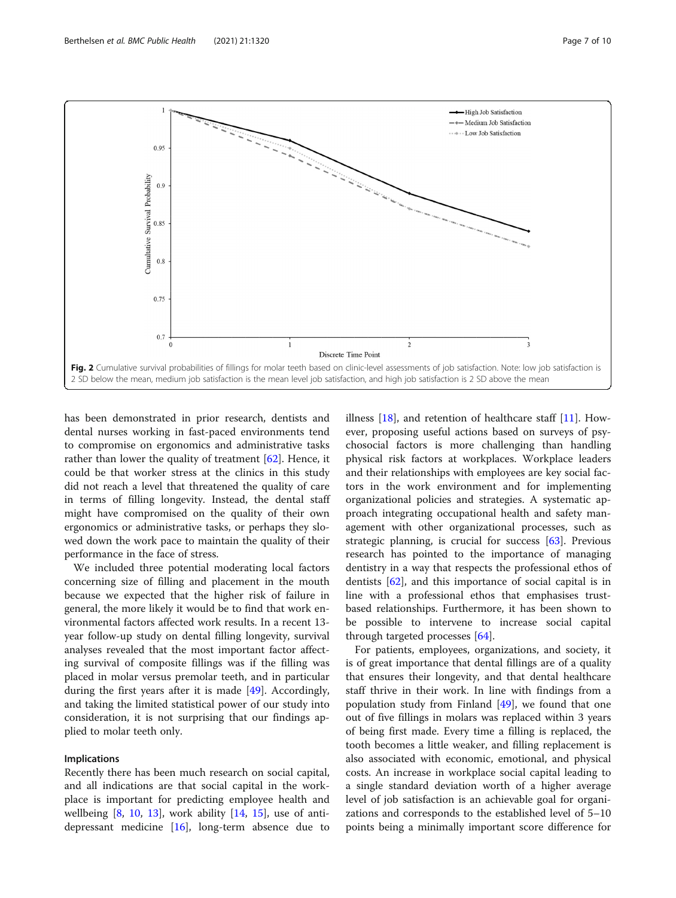Fig. 2 Cumulative survival probabilities of fillings for molar teeth based on clinic-level assessments of job satisfaction. Note: low job satisfaction is 2 SD below the mean, medium job satisfaction is the mean level job satisfaction, and high job satisfaction is 2 SD above the mean

has been demonstrated in prior research, dentists and dental nurses working in fast-paced environments tend to compromise on ergonomics and administrative tasks rather than lower the quality of treatment [62]. Hence, it could be that worker stress at the clinics in this study did not reach a level that threatened the quality of care in terms of filling longevity. Instead, the dental staff might have compromised on the quality of their own ergonomics or administrative tasks, or perhaps they slowed down the work pace to maintain the quality of their performance in the face of stress.

We included three potential moderating local factors concerning size of filling and placement in the mouth because we expected that the higher risk of failure in general, the more likely it would be to find that work environmental factors affected work results. In a recent 13-year follow-up study on dental filling longevity, survival analyses revealed that the most important factor affecting survival of composite fillings was if the filling was placed in molar versus premolar teeth, and in particular during the first years after it is made [49]. Accordingly, and taking the limited statistical power of our study into consideration, it is not surprising that our findings applied to molar teeth only.

### Implications

Recently there has been much research on social capital, and all indications are that social capital in the workplace is important for predicting employee health and wellbeing [8, 10, 13], work ability [14, 15], use of antidepressant medicine [16], long-term absence due to illness [18], and retention of healthcare staff [11]. However, proposing useful actions based on surveys of psychosocial factors is more challenging than handling physical risk factors at workplaces. Workplace leaders and their relationships with employees are key social factors in the work environment and for implementing organizational policies and strategies. A systematic approach integrating occupational health and safety management with other organizational processes, such as strategic planning, is crucial for success [63]. Previous research has pointed to the importance of managing dentistry in a way that respects the professional ethos of dentists [62], and this importance of social capital is in line with a professional ethos that emphasises trust-based relationships. Furthermore, it has been shown to be possible to intervene to increase social capital through targeted processes [64].

For patients, employees, organizations, and society, it is of great importance that dental fillings are of a quality that ensures their longevity, and that dental healthcare staff thrive in their work. In line with findings from a population study from Finland [49], we found that one out of five fillings in molars was replaced within 3 years of being first made. Every time a filling is replaced, the tooth becomes a little weaker, and filling replacement is also associated with economic, emotional, and physical costs. An increase in workplace social capital leading to a single standard deviation worth of a higher average level of job satisfaction is an achievable goal for organizations and corresponds to the established level of 5–10 points being a minimally important score difference for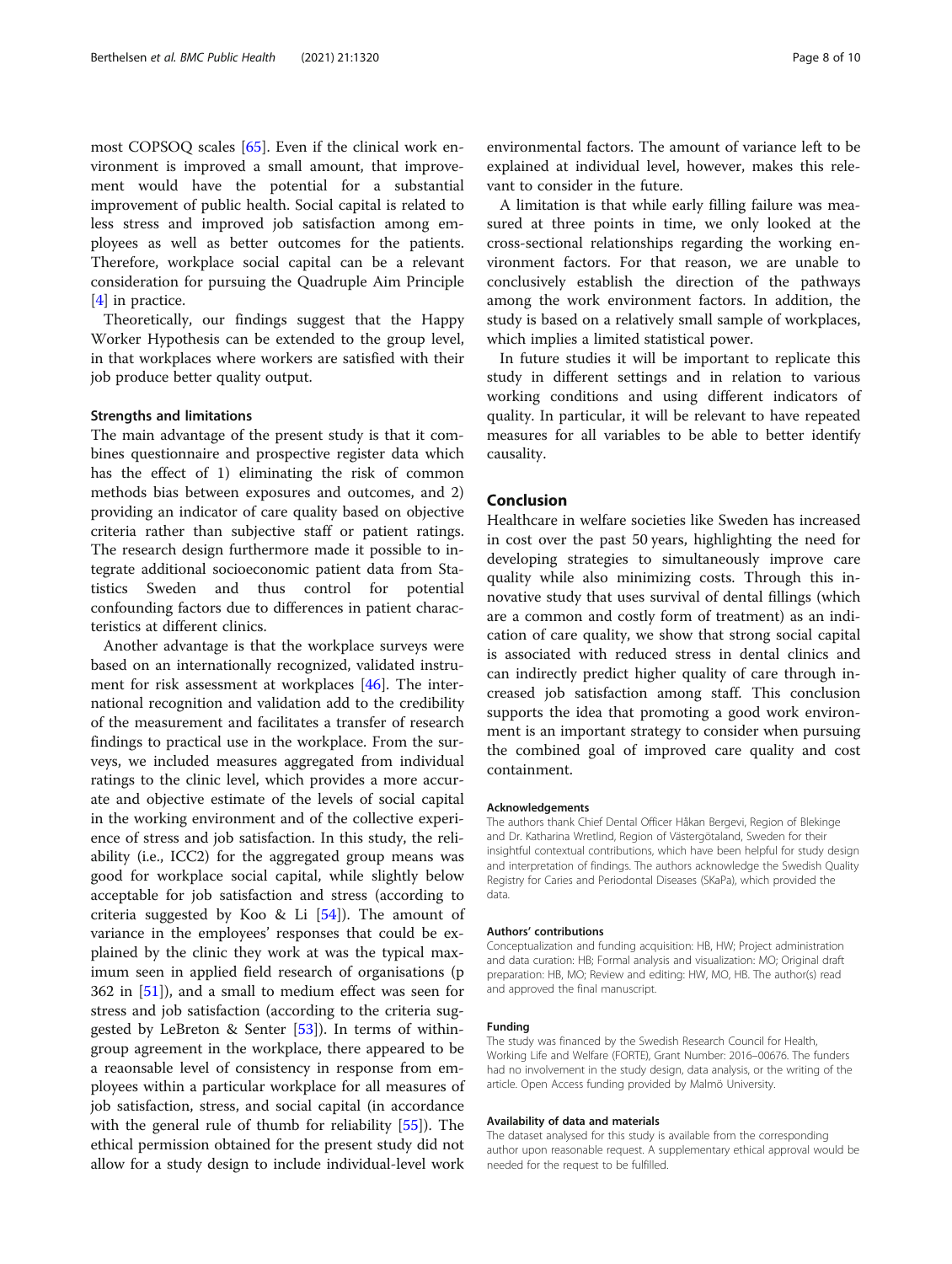most COPSOQ scales [65]. Even if the clinical work environment is improved a small amount, that improvement would have the potential for a substantial improvement of public health. Social capital is related to less stress and improved job satisfaction among employees as well as better outcomes for the patients. Therefore, workplace social capital can be a relevant consideration for pursuing the Quadruple Aim Principle [4] in practice.

Theoretically, our findings suggest that the Happy Worker Hypothesis can be extended to the group level, in that workplaces where workers are satisfied with their job produce better quality output.

### Strengths and limitations

The main advantage of the present study is that it combines questionnaire and prospective register data which has the effect of 1) eliminating the risk of common methods bias between exposures and outcomes, and 2) providing an indicator of care quality based on objective criteria rather than subjective staff or patient ratings. The research design furthermore made it possible to integrate additional socioeconomic patient data from Statistics Sweden and thus control for potential confounding factors due to differences in patient characteristics at different clinics.

Another advantage is that the workplace surveys were based on an internationally recognized, validated instrument for risk assessment at workplaces [46]. The international recognition and validation add to the credibility of the measurement and facilitates a transfer of research findings to practical use in the workplace. From the surveys, we included measures aggregated from individual ratings to the clinic level, which provides a more accurate and objective estimate of the levels of social capital in the working environment and of the collective experience of stress and job satisfaction. In this study, the reliability (i.e., ICC2) for the aggregated group means was good for workplace social capital, while slightly below acceptable for job satisfaction and stress (according to criteria suggested by Koo & Li [54]). The amount of variance in the employees' responses that could be explained by the clinic they work at was the typical maximum seen in applied field research of organisations (p 362 in [51]), and a small to medium effect was seen for stress and job satisfaction (according to the criteria suggested by LeBreton & Senter [53]). In terms of within-group agreement in the workplace, there appeared to be a reaonsable level of consistency in response from employees within a particular workplace for all measures of job satisfaction, stress, and social capital (in accordance with the general rule of thumb for reliability [55]). The ethical permission obtained for the present study did not allow for a study design to include individual-level work environmental factors. The amount of variance left to be explained at individual level, however, makes this relevant to consider in the future.

A limitation is that while early filling failure was measured at three points in time, we only looked at the cross-sectional relationships regarding the working environment factors. For that reason, we are unable to conclusively establish the direction of the pathways among the work environment factors. In addition, the study is based on a relatively small sample of workplaces, which implies a limited statistical power.

In future studies it will be important to replicate this study in different settings and in relation to various working conditions and using different indicators of quality. In particular, it will be relevant to have repeated measures for all variables to be able to better identify causality.

## Conclusion

Healthcare in welfare societies like Sweden has increased in cost over the past 50 years, highlighting the need for developing strategies to simultaneously improve care quality while also minimizing costs. Through this innovative study that uses survival of dental fillings (which are a common and costly form of treatment) as an indication of care quality, we show that strong social capital is associated with reduced stress in dental clinics and can indirectly predict higher quality of care through increased job satisfaction among staff. This conclusion supports the idea that promoting a good work environment is an important strategy to consider when pursuing the combined goal of improved care quality and cost containment.

#### Acknowledgements

The authors thank Chief Dental Officer Håkan Bergevi, Region of Blekinge and Dr. Katharina Wretlind, Region of Västergötaland, Sweden for their insightful contextual contributions, which have been helpful for study design and interpretation of findings. The authors acknowledge the Swedish Quality Registry for Caries and Periodontal Diseases (SKaPa), which provided the data.

#### Authors' contributions

Conceptualization and funding acquisition: HB, HW; Project administration and data curation: HB; Formal analysis and visualization: MO; Original draft preparation: HB, MO; Review and editing: HW, MO, HB. The author(s) read and approved the final manuscript.

#### Funding

The study was financed by the Swedish Research Council for Health, Working Life and Welfare (FORTE), Grant Number: 2016–00676. The funders had no involvement in the study design, data analysis, or the writing of the article. Open Access funding provided by Malmö University.

#### Availability of data and materials

The dataset analysed for this study is available from the corresponding author upon reasonable request. A supplementary ethical approval would be needed for the request to be fulfilled.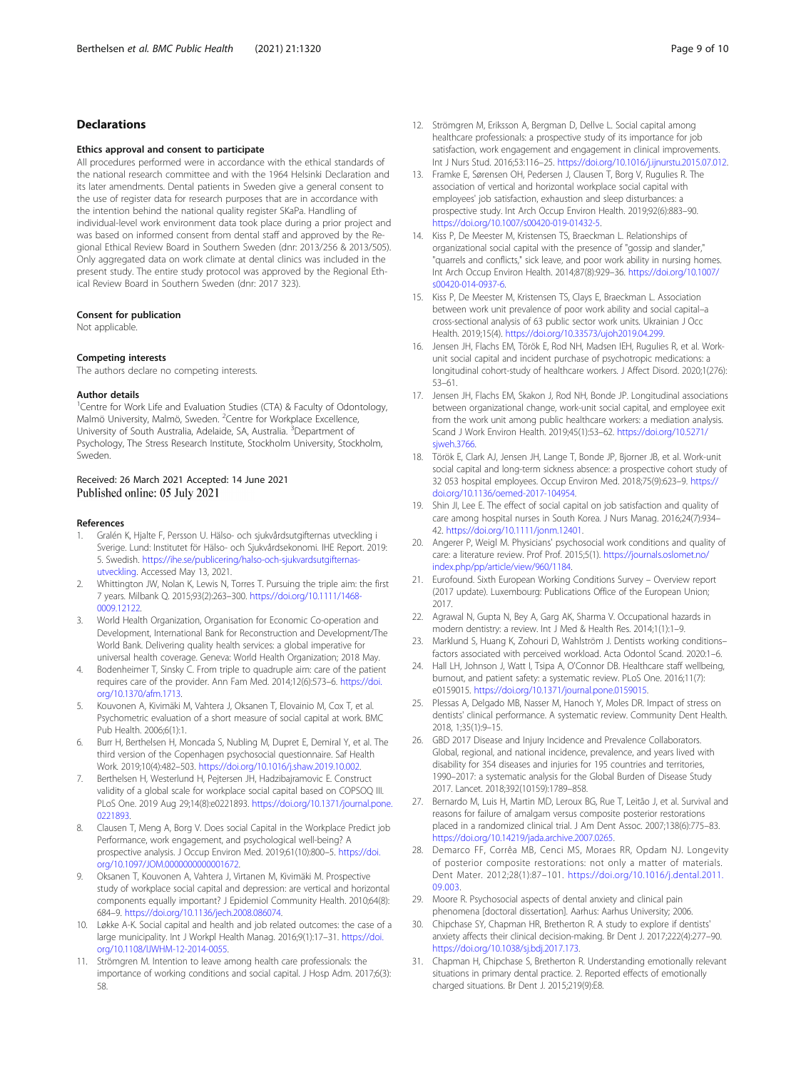## Declarations

### Ethics approval and consent to participate

All procedures performed were in accordance with the ethical standards of the national research committee and with the 1964 Helsinki Declaration and its later amendments. Dental patients in Sweden give a general consent to the use of register data for research purposes that are in accordance with the intention behind the national quality register SKaPa. Handling of individual-level work environment data took place during a prior project and was based on informed consent from dental staff and approved by the Regional Ethical Review Board in Southern Sweden (dnr: 2013/256 & 2013/505). Only aggregated data on work climate at dental clinics was included in the present study. The entire study protocol was approved by the Regional Ethical Review Board in Southern Sweden (dnr: 2017 323).

### Consent for publication

Not applicable.

### Competing interests

The authors declare no competing interests.

### Author details

[1]Centre for Work Life and Evaluation Studies (CTA) & Faculty of Odontology, Malmö University, Malmö, Sweden. [2]Centre for Workplace Excellence, University of South Australia, Adelaide, SA, Australia. [3]Department of Psychology, The Stress Research Institute, Stockholm University, Stockholm, Sweden.

Received: 26 March 2021 Accepted: 14 June 2021
Published online: 05 July 2021

### References

1. Gralén K, Hjalte F, Persson U. Hälso- och sjukvårdsutgifternas utveckling i Sverige. Lund: Institutet för Hälso- och Sjukvårdsekonomi. IHE Report. 2019: 5. Swedish. https://ihe.se/publicering/halso-och-sjukvardsutgifternas-utveckling. Accessed May 13, 2021.
2. Whittington JW, Nolan K, Lewis N, Torres T. Pursuing the triple aim: the first 7 years. Milbank Q. 2015;93(2):263–300. https://doi.org/10.1111/1468-0009.12122.
3. World Health Organization, Organisation for Economic Co-operation and Development, International Bank for Reconstruction and Development/The World Bank. Delivering quality health services: a global imperative for universal health coverage. Geneva: World Health Organization; 2018 May.
4. Bodenheimer T, Sinsky C. From triple to quadruple aim: care of the patient requires care of the provider. Ann Fam Med. 2014;12(6):573–6. https://doi.org/10.1370/afm.1713.
5. Kouvonen A, Kivimäki M, Vahtera J, Oksanen T, Elovainio M, Cox T, et al. Psychometric evaluation of a short measure of social capital at work. BMC Pub Health. 2006;6(1):1.
6. Burr H, Berthelsen H, Moncada S, Nubling M, Dupret E, Demiral Y, et al. The third version of the Copenhagen psychosocial questionnaire. Saf Health Work. 2019;10(4):482–503. https://doi.org/10.1016/j.shaw.2019.10.002.
7. Berthelsen H, Westerlund H, Pejtersen JH, Hadzibajramovic E. Construct validity of a global scale for workplace social capital based on COPSOQ III. PLoS One. 2019 Aug 29;14(8):e0221893. https://doi.org/10.1371/journal.pone.0221893.
8. Clausen T, Meng A, Borg V. Does social Capital in the Workplace Predict job Performance, work engagement, and psychological well-being? A prospective analysis. J Occup Environ Med. 2019;61(10):800–5. https://doi.org/10.1097/JOM.0000000000001672.
9. Oksanen T, Kouvonen A, Vahtera J, Virtanen M, Kivimäki M. Prospective study of workplace social capital and depression: are vertical and horizontal components equally important? J Epidemiol Community Health. 2010;64(8): 684–9. https://doi.org/10.1136/jech.2008.086074.
10. Løkke A-K. Social capital and health and job related outcomes: the case of a large municipality. Int J Workpl Health Manag. 2016;9(1):17–31. https://doi.org/10.1108/IJWHM-12-2014-0055.
11. Strömgren M. Intention to leave among health care professionals: the importance of working conditions and social capital. J Hosp Adm. 2017;6(3): 58.
12. Strömgren M, Eriksson A, Bergman D, Dellve L. Social capital among healthcare professionals: a prospective study of its importance for job satisfaction, work engagement and engagement in clinical improvements. Int J Nurs Stud. 2016;53:116–25. https://doi.org/10.1016/j.ijnurstu.2015.07.012.
13. Framke E, Sørensen OH, Pedersen J, Clausen T, Borg V, Rugulies R. The association of vertical and horizontal workplace social capital with employees' job satisfaction, exhaustion and sleep disturbances: a prospective study. Int Arch Occup Environ Health. 2019;92(6):883–90. https://doi.org/10.1007/s00420-019-01432-5.
14. Kiss P, De Meester M, Kristensen TS, Braeckman L. Relationships of organizational social capital with the presence of "gossip and slander," "quarrels and conflicts," sick leave, and poor work ability in nursing homes. Int Arch Occup Environ Health. 2014;87(8):929–36. https://doi.org/10.1007/s00420-014-0937-6.
15. Kiss P, De Meester M, Kristensen TS, Clays E, Braeckman L. Association between work unit prevalence of poor work ability and social capital–a cross-sectional analysis of 63 public sector work units. Ukrainian J Occ Health. 2019;15(4). https://doi.org/10.33573/ujoh2019.04.299.
16. Jensen JH, Flachs EM, Török E, Rod NH, Madsen IEH, Rugulies R, et al. Work-unit social capital and incident purchase of psychotropic medications: a longitudinal cohort-study of healthcare workers. J Affect Disord. 2020;1(276): 53–61.
17. Jensen JH, Flachs EM, Skakon J, Rod NH, Bonde JP. Longitudinal associations between organizational change, work-unit social capital, and employee exit from the work unit among public healthcare workers: a mediation analysis. Scand J Work Environ Health. 2019;45(1):53–62. https://doi.org/10.5271/sjweh.3766.
18. Török E, Clark AJ, Jensen JH, Lange T, Bonde JP, Bjorner JB, et al. Work-unit social capital and long-term sickness absence: a prospective cohort study of 32 053 hospital employees. Occup Environ Med. 2018;75(9):623–9. https://doi.org/10.1136/oemed-2017-104954.
19. Shin JI, Lee E. The effect of social capital on job satisfaction and quality of care among hospital nurses in South Korea. J Nurs Manag. 2016;24(7):934–42. https://doi.org/10.1111/jonm.12401.
20. Angerer P, Weigl M. Physicians' psychosocial work conditions and quality of care: a literature review. Prof Prof. 2015;5(1). https://journals.oslomet.no/index.php/pp/article/view/960/1184.
21. Eurofound. Sixth European Working Conditions Survey – Overview report (2017 update). Luxembourg: Publications Office of the European Union; 2017.
22. Agrawal N, Gupta N, Bey A, Garg AK, Sharma V. Occupational hazards in modern dentistry: a review. Int J Med & Health Res. 2014;1(1):1–9.
23. Marklund S, Huang K, Zohouri D, Wahlström J. Dentists working conditions–factors associated with perceived workload. Acta Odontol Scand. 2020:1–6.
24. Hall LH, Johnson J, Watt I, Tsipa A, O'Connor DB. Healthcare staff wellbeing, burnout, and patient safety: a systematic review. PLoS One. 2016;11(7): e0159015. https://doi.org/10.1371/journal.pone.0159015.
25. Plessas A, Delgado MB, Nasser M, Hanoch Y, Moles DR. Impact of stress on dentists' clinical performance. A systematic review. Community Dent Health. 2018, 1;35(1):9–15.
26. GBD 2017 Disease and Injury Incidence and Prevalence Collaborators. Global, regional, and national incidence, prevalence, and years lived with disability for 354 diseases and injuries for 195 countries and territories, 1990–2017: a systematic analysis for the Global Burden of Disease Study 2017. Lancet. 2018;392(10159):1789–858.
27. Bernardo M, Luis H, Martin MD, Leroux BG, Rue T, Leitão J, et al. Survival and reasons for failure of amalgam versus composite posterior restorations placed in a randomized clinical trial. J Am Dent Assoc. 2007;138(6):775–83. https://doi.org/10.14219/jada.archive.2007.0265.
28. Demarco FF, Corrêa MB, Cenci MS, Moraes RR, Opdam NJ. Longevity of posterior composite restorations: not only a matter of materials. Dent Mater. 2012;28(1):87–101. https://doi.org/10.1016/j.dental.2011.09.003.
29. Moore R. Psychosocial aspects of dental anxiety and clinical pain phenomena [doctoral dissertation]. Aarhus: Aarhus University; 2006.
30. Chipchase SY, Chapman HR, Bretherton R. A study to explore if dentists' anxiety affects their clinical decision-making. Br Dent J. 2017;222(4):277–90. https://doi.org/10.1038/sj.bdj.2017.173.
31. Chapman H, Chipchase S, Bretherton R. Understanding emotionally relevant situations in primary dental practice. 2. Reported effects of emotionally charged situations. Br Dent J. 2015;219(9):E8.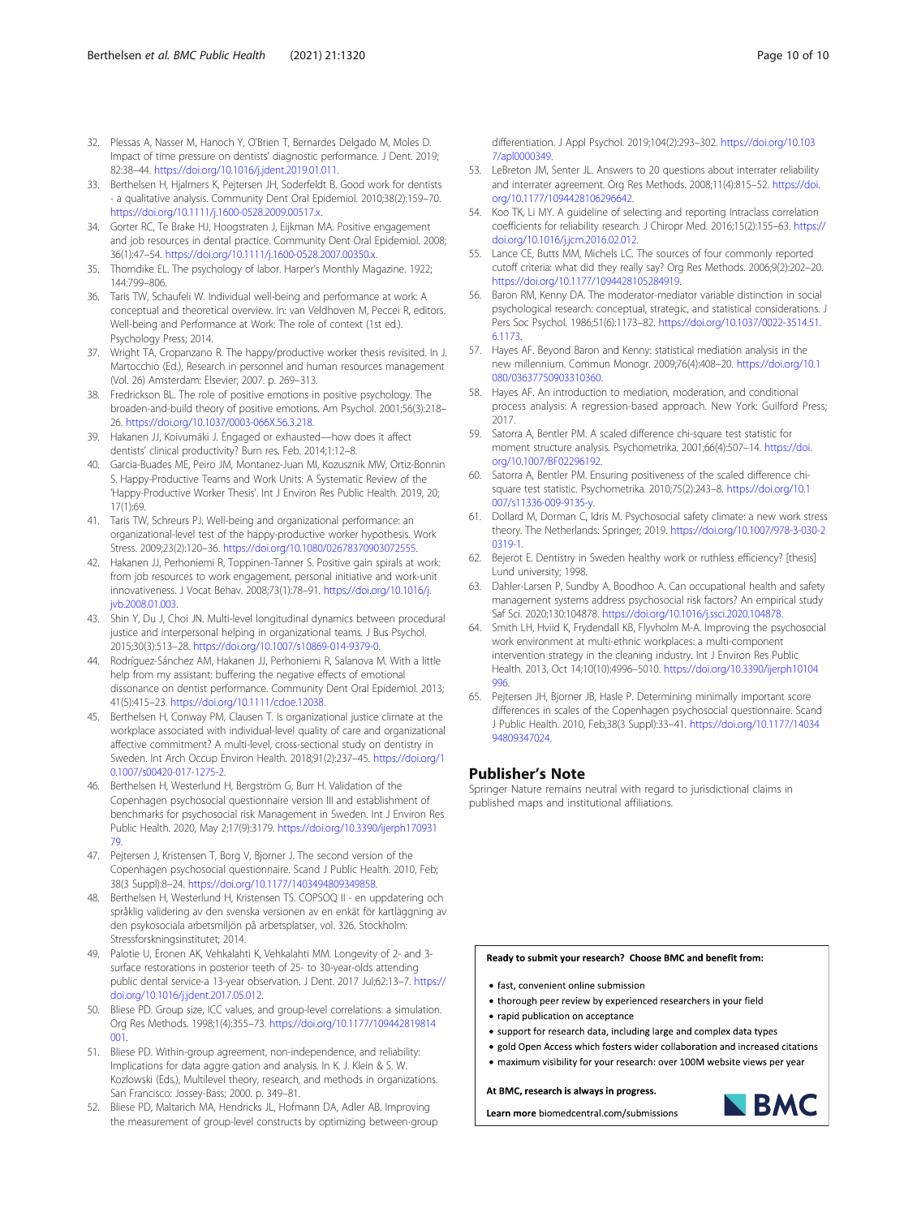32. Plessas A, Nasser M, Hanoch Y, O'Brien T, Bernardes Delgado M, Moles D. Impact of time pressure on dentists' diagnostic performance. J Dent. 2019; 82:38–44. https://doi.org/10.1016/j.jdent.2019.01.011.
33. Berthelsen H, Hjalmers K, Pejtersen JH, Soderfeldt B. Good work for dentists - a qualitative analysis. Community Dent Oral Epidemiol. 2010;38(2):159–70. https://doi.org/10.1111/j.1600-0528.2009.00517.x.
34. Gorter RC, Te Brake HJ, Hoogstraten J, Eijkman MA. Positive engagement and job resources in dental practice. Community Dent Oral Epidemiol. 2008; 36(1):47–54. https://doi.org/10.1111/j.1600-0528.2007.00350.x.
35. Thorndike EL. The psychology of labor. Harper's Monthly Magazine. 1922; 144:799–806.
36. Taris TW, Schaufeli W. Individual well-being and performance at work: A conceptual and theoretical overview. In: van Veldhoven M, Peccei R, editors. Well-being and Performance at Work: The role of context (1st ed.). Psychology Press; 2014.
37. Wright TA, Cropanzano R. The happy/productive worker thesis revisited. In J. Martocchio (Ed.), Research in personnel and human resources management (Vol. 26) Amsterdam: Elsevier; 2007. p. 269–313.
38. Fredrickson BL. The role of positive emotions in positive psychology. The broaden-and-build theory of positive emotions. Am Psychol. 2001;56(3):218–26. https://doi.org/10.1037/0003-066X.56.3.218.
39. Hakanen JJ, Koivumäki J. Engaged or exhausted—how does it affect dentists' clinical productivity? Burn res. Feb. 2014;1:12–8.
40. Garcia-Buades ME, Peiro JM, Montanez-Juan MI, Kozusznik MW, Ortiz-Bonnin S. Happy-Productive Teams and Work Units: A Systematic Review of the 'Happy-Productive Worker Thesis'. Int J Environ Res Public Health. 2019, 20; 17(1):69.
41. Taris TW, Schreurs PJ. Well-being and organizational performance: an organizational-level test of the happy-productive worker hypothesis. Work Stress. 2009;23(2):120–36. https://doi.org/10.1080/02678370903072555.
42. Hakanen JJ, Perhoniemi R, Toppinen-Tanner S. Positive gain spirals at work: from job resources to work engagement, personal initiative and work-unit innovativeness. J Vocat Behav. 2008;73(1):78–91. https://doi.org/10.1016/j.jvb.2008.01.003.
43. Shin Y, Du J, Choi JN. Multi-level longitudinal dynamics between procedural justice and interpersonal helping in organizational teams. J Bus Psychol. 2015;30(3):513–28. https://doi.org/10.1007/s10869-014-9379-0.
44. Rodríguez-Sánchez AM, Hakanen JJ, Perhoniemi R, Salanova M. With a little help from my assistant: buffering the negative effects of emotional dissonance on dentist performance. Community Dent Oral Epidemiol. 2013; 41(5):415–23. https://doi.org/10.1111/cdoe.12038.
45. Berthelsen H, Conway PM, Clausen T. Is organizational justice climate at the workplace associated with individual-level quality of care and organizational affective commitment? A multi-level, cross-sectional study on dentistry in Sweden. Int Arch Occup Environ Health. 2018;91(2):237–45. https://doi.org/10.1007/s00420-017-1275-2.
46. Berthelsen H, Westerlund H, Bergström G, Burr H. Validation of the Copenhagen psychosocial questionnaire version III and establishment of benchmarks for psychosocial risk Management in Sweden. Int J Environ Res Public Health. 2020, May 2;17(9):3179. https://doi.org/10.3390/ijerph17093179.
47. Pejtersen J, Kristensen T, Borg V, Bjorner J. The second version of the Copenhagen psychosocial questionnaire. Scand J Public Health. 2010, Feb; 38(3 Suppl):8–24. https://doi.org/10.1177/1403494809349858.
48. Berthelsen H, Westerlund H, Kristensen TS. COPSOQ II - en uppdatering och språklig validering av den svenska versionen av en enkät för kartläggning av den psykosociala arbetsmiljön på arbetsplatser, vol. 326. Stockholm: Stressforskningsinstitutet; 2014.
49. Palotie U, Eronen AK, Vehkalahti K, Vehkalahti MM. Longevity of 2- and 3-surface restorations in posterior teeth of 25- to 30-year-olds attending public dental service-a 13-year observation. J Dent. 2017 Jul;62:13–7. https://doi.org/10.1016/j.jdent.2017.05.012.
50. Bliese PD. Group size, ICC values, and group-level correlations: a simulation. Org Res Methods. 1998;1(4):355–73. https://doi.org/10.1177/109442819814001.
51. Bliese PD. Within-group agreement, non-independence, and reliability: Implications for data aggre gation and analysis. In K. J. Klein & S. W. Kozlowski (Eds.), Multilevel theory, research, and methods in organizations. San Francisco: Jossey-Bass; 2000. p. 349–81.
52. Bliese PD, Maltarich MA, Hendricks JL, Hofmann DA, Adler AB. Improving the measurement of group-level constructs by optimizing between-group differentiation. J Appl Psychol. 2019;104(2):293–302. https://doi.org/10.1037/apl0000349.
53. LeBreton JM, Senter JL. Answers to 20 questions about interrater reliability and interrater agreement. Org Res Methods. 2008;11(4):815–52. https://doi.org/10.1177/1094428106296642.
54. Koo TK, Li MY. A guideline of selecting and reporting Intraclass correlation coefficients for reliability research. J Chiropr Med. 2016;15(2):155–63. https://doi.org/10.1016/j.jcm.2016.02.012.
55. Lance CE, Butts MM, Michels LC. The sources of four commonly reported cutoff criteria: what did they really say? Org Res Methods. 2006;9(2):202–20. https://doi.org/10.1177/1094428105284919.
56. Baron RM, Kenny DA. The moderator-mediator variable distinction in social psychological research: conceptual, strategic, and statistical considerations. J Pers Soc Psychol. 1986;51(6):1173–82. https://doi.org/10.1037/0022-3514.51.6.1173.
57. Hayes AF. Beyond Baron and Kenny: statistical mediation analysis in the new millennium. Commun Monogr. 2009;76(4):408–20. https://doi.org/10.1080/03637750903310360.
58. Hayes AF. An introduction to mediation, moderation, and conditional process analysis: A regression-based approach. New York: Guilford Press; 2017.
59. Satorra A, Bentler PM. A scaled difference chi-square test statistic for moment structure analysis. Psychometrika. 2001;66(4):507–14. https://doi.org/10.1007/BF02296192.
60. Satorra A, Bentler PM. Ensuring positiveness of the scaled difference chi-square test statistic. Psychometrika. 2010;75(2):243–8. https://doi.org/10.1007/s11336-009-9135-y.
61. Dollard M, Dorman C, Idris M. Psychosocial safety climate: a new work stress theory. The Netherlands: Springer; 2019. https://doi.org/10.1007/978-3-030-20319-1.
62. Bejerot E. Dentistry in Sweden healthy work or ruthless efficiency? [thesis] Lund university; 1998.
63. Dahler-Larsen P, Sundby A, Boodhoo A. Can occupational health and safety management systems address psychosocial risk factors? An empirical study Saf Sci. 2020;130:104878. https://doi.org/10.1016/j.ssci.2020.104878.
64. Smith LH, Hviid K, Frydendall KB, Flyvholm M-A. Improving the psychosocial work environment at multi-ethnic workplaces: a multi-component intervention strategy in the cleaning industry. Int J Environ Res Public Health. 2013, Oct 14;10(10):4996–5010. https://doi.org/10.3390/ijerph10104996.
65. Pejtersen JH, Bjorner JB, Hasle P. Determining minimally important score differences in scales of the Copenhagen psychosocial questionnaire. Scand J Public Health. 2010, Feb;38(3 Suppl):33–41. https://doi.org/10.1177/1403494809347024.

## Publisher's Note

Springer Nature remains neutral with regard to jurisdictional claims in published maps and institutional affiliations.

**Ready to submit your research? Choose BMC and benefit from:**

- fast, convenient online submission
- thorough peer review by experienced researchers in your field
- rapid publication on acceptance
- support for research data, including large and complex data types
- gold Open Access which fosters wider collaboration and increased citations
- maximum visibility for your research: over 100M website views per year

**At BMC, research is always in progress.**

**Learn more** biomedcentral.com/submissions

BMC